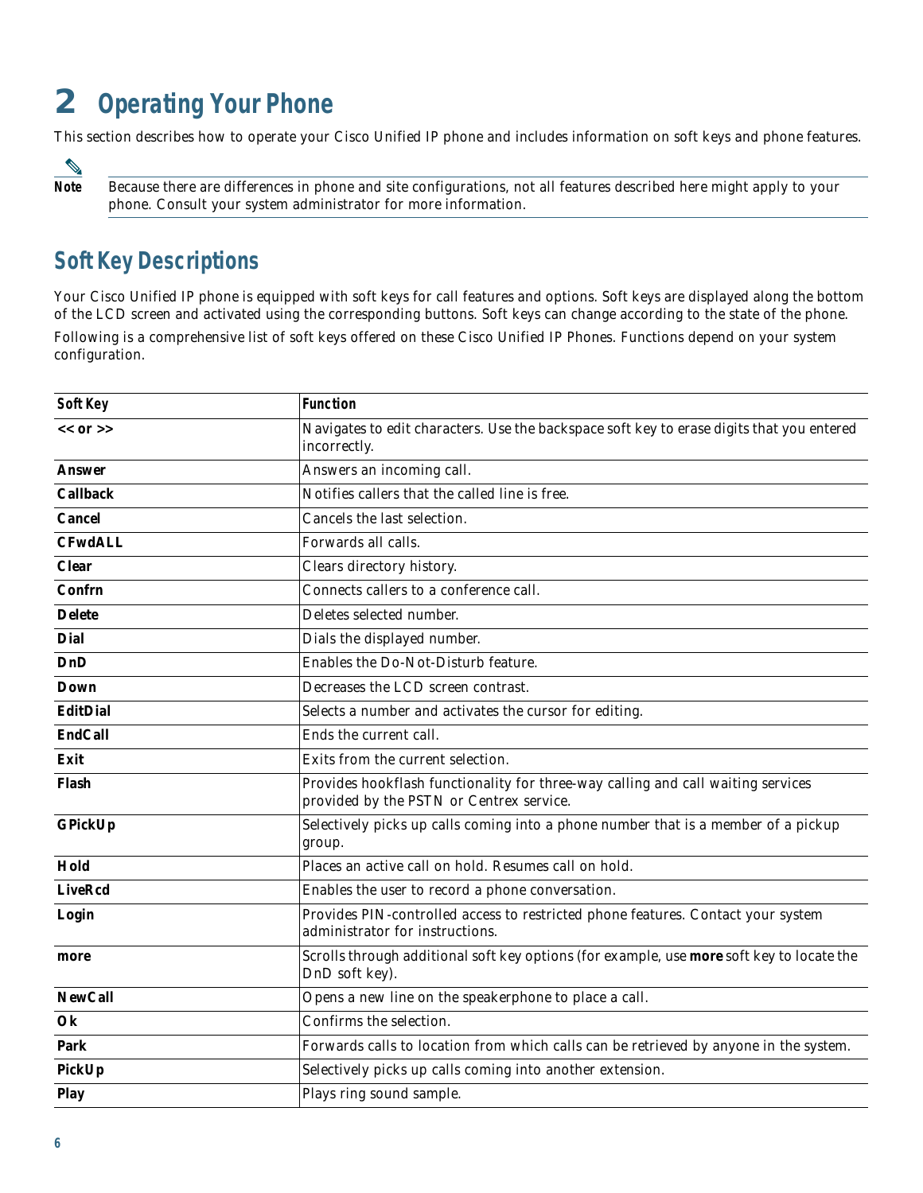# 2 Operating Your Phone

This section describes how to operate your Cisco Unified IP phone and includes information on soft keys and phone features.

> **Note** Because there are differences in phone and site configurations, not all features described here might apply to your phone. Consult your system administrator for more information.

## Soft Key Descriptions

Your Cisco Unified IP phone is equipped with soft keys for call features and options. Soft keys are displayed along the bottom of the LCD screen and activated using the corresponding buttons. Soft keys can change according to the state of the phone.

Following is a comprehensive list of soft keys offered on these Cisco Unified IP Phones. Functions depend on your system configuration.

| Soft Key | Function |
|---|---|
| **<< or >>** | Navigates to edit characters. Use the backspace soft key to erase digits that you entered incorrectly. |
| **Answer** | Answers an incoming call. |
| **Callback** | Notifies callers that the called line is free. |
| **Cancel** | Cancels the last selection. |
| **CFwdALL** | Forwards all calls. |
| **Clear** | Clears directory history. |
| **Confrn** | Connects callers to a conference call. |
| **Delete** | Deletes selected number. |
| **Dial** | Dials the displayed number. |
| **DnD** | Enables the Do-Not-Disturb feature. |
| **Down** | Decreases the LCD screen contrast. |
| **EditDial** | Selects a number and activates the cursor for editing. |
| **EndCall** | Ends the current call. |
| **Exit** | Exits from the current selection. |
| **Flash** | Provides hookflash functionality for three-way calling and call waiting services provided by the PSTN or Centrex service. |
| **GPickUp** | Selectively picks up calls coming into a phone number that is a member of a pickup group. |
| **Hold** | Places an active call on hold. Resumes call on hold. |
| **LiveRcd** | Enables the user to record a phone conversation. |
| **Login** | Provides PIN-controlled access to restricted phone features. Contact your system administrator for instructions. |
| **more** | Scrolls through additional soft key options (for example, use **more** soft key to locate the DnD soft key). |
| **NewCall** | Opens a new line on the speakerphone to place a call. |
| **Ok** | Confirms the selection. |
| **Park** | Forwards calls to location from which calls can be retrieved by anyone in the system. |
| **PickUp** | Selectively picks up calls coming into another extension. |
| **Play** | Plays ring sound sample. |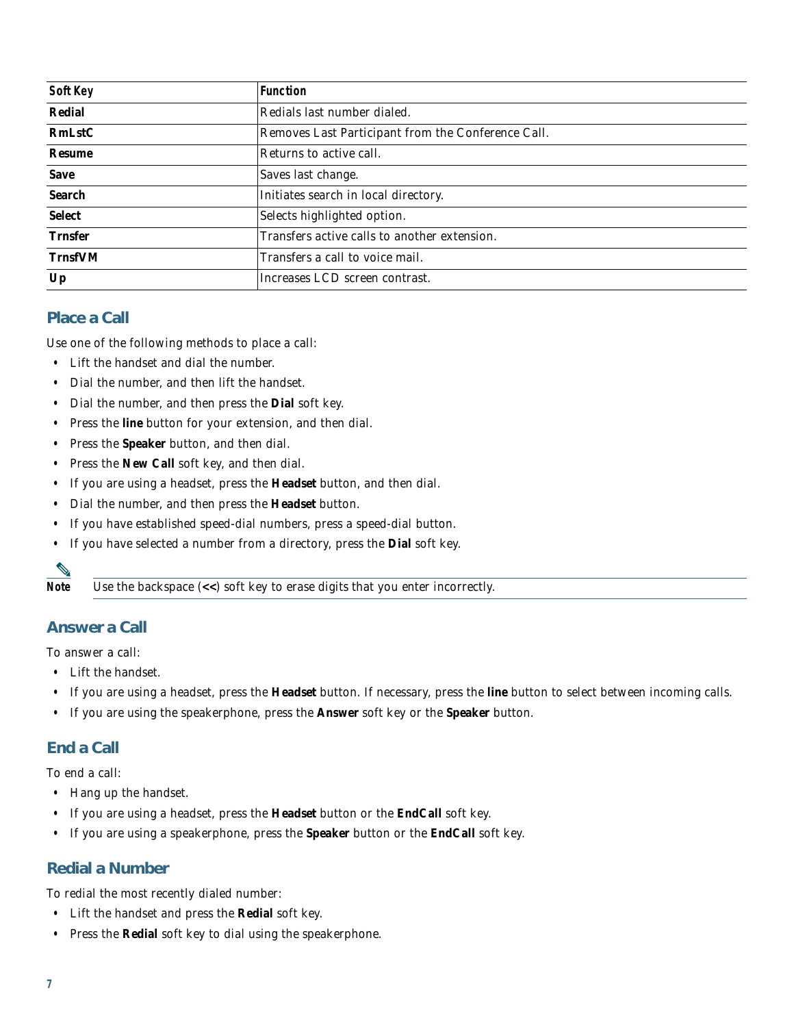| Soft Key | Function |
| --- | --- |
| **Redial** | Redials last number dialed. |
| **RmLstC** | Removes Last Participant from the Conference Call. |
| **Resume** | Returns to active call. |
| **Save** | Saves last change. |
| **Search** | Initiates search in local directory. |
| **Select** | Selects highlighted option. |
| **Trnsfer** | Transfers active calls to another extension. |
| **TrnsfVM** | Transfers a call to voice mail. |
| **Up** | Increases LCD screen contrast. |

## Place a Call

Use one of the following methods to place a call:

- Lift the handset and dial the number.
- Dial the number, and then lift the handset.
- Dial the number, and then press the **Dial** soft key.
- Press the **line** button for your extension, and then dial.
- Press the **Speaker** button, and then dial.
- Press the **New Call** soft key, and then dial.
- If you are using a headset, press the **Headset** button, and then dial.
- Dial the number, and then press the **Headset** button.
- If you have established speed-dial numbers, press a speed-dial button.
- If you have selected a number from a directory, press the **Dial** soft key.

> **Note** Use the backspace (**<<**) soft key to erase digits that you enter incorrectly.

## Answer a Call

To answer a call:

- Lift the handset.
- If you are using a headset, press the **Headset** button. If necessary, press the **line** button to select between incoming calls.
- If you are using the speakerphone, press the **Answer** soft key or the **Speaker** button.

## End a Call

To end a call:

- Hang up the handset.
- If you are using a headset, press the **Headset** button or the **EndCall** soft key.
- If you are using a speakerphone, press the **Speaker** button or the **EndCall** soft key.

## Redial a Number

To redial the most recently dialed number:

- Lift the handset and press the **Redial** soft key.
- Press the **Redial** soft key to dial using the speakerphone.